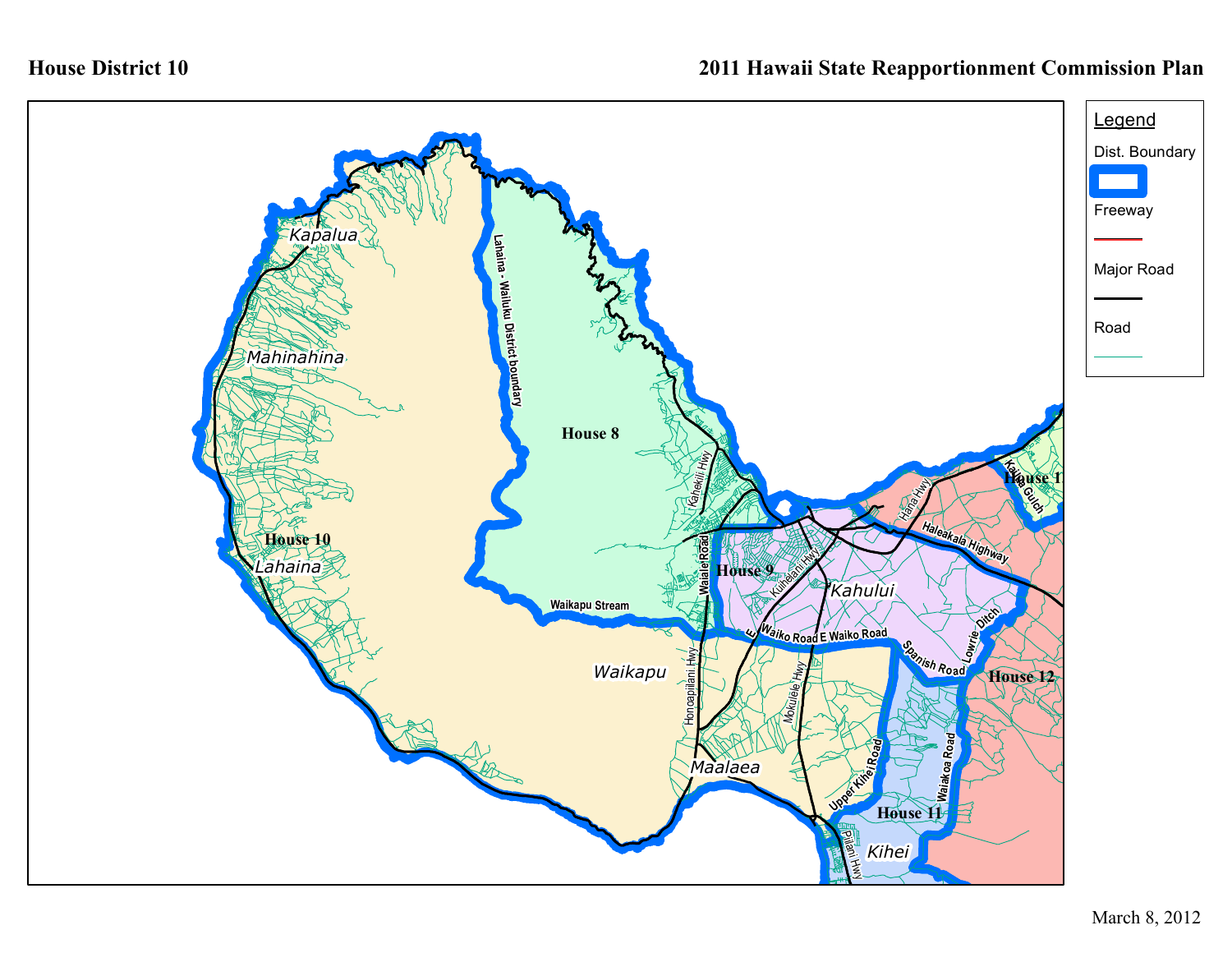**House District 10**

**2011 Hawaii State Reapportionment Commission Plan**

Legend

- Dist. Boundary
- Freeway
- Major Road
- Road

House 10

House 8

House 9

House 11

House 12

House 1

Kapalua

Mahinahina

Lahaina

Waikapu

Maalaea

Kahului

Kihei

Lahaina - Wailuku District boundary

Waikapu Stream

Kahekili Hwy

Waiale Road

Honoapiilani Hwy

Kuihelani Hwy

Mokulele Hwy

E Waiko Road

Waiko Road

Spanish Road

Lowrie Ditch

Upper Kihei Road

Waiakoa Road

Piilani Hwy

Hana Hwy

Haleakala Highway

Kaupakalua Gulch

March 8, 2012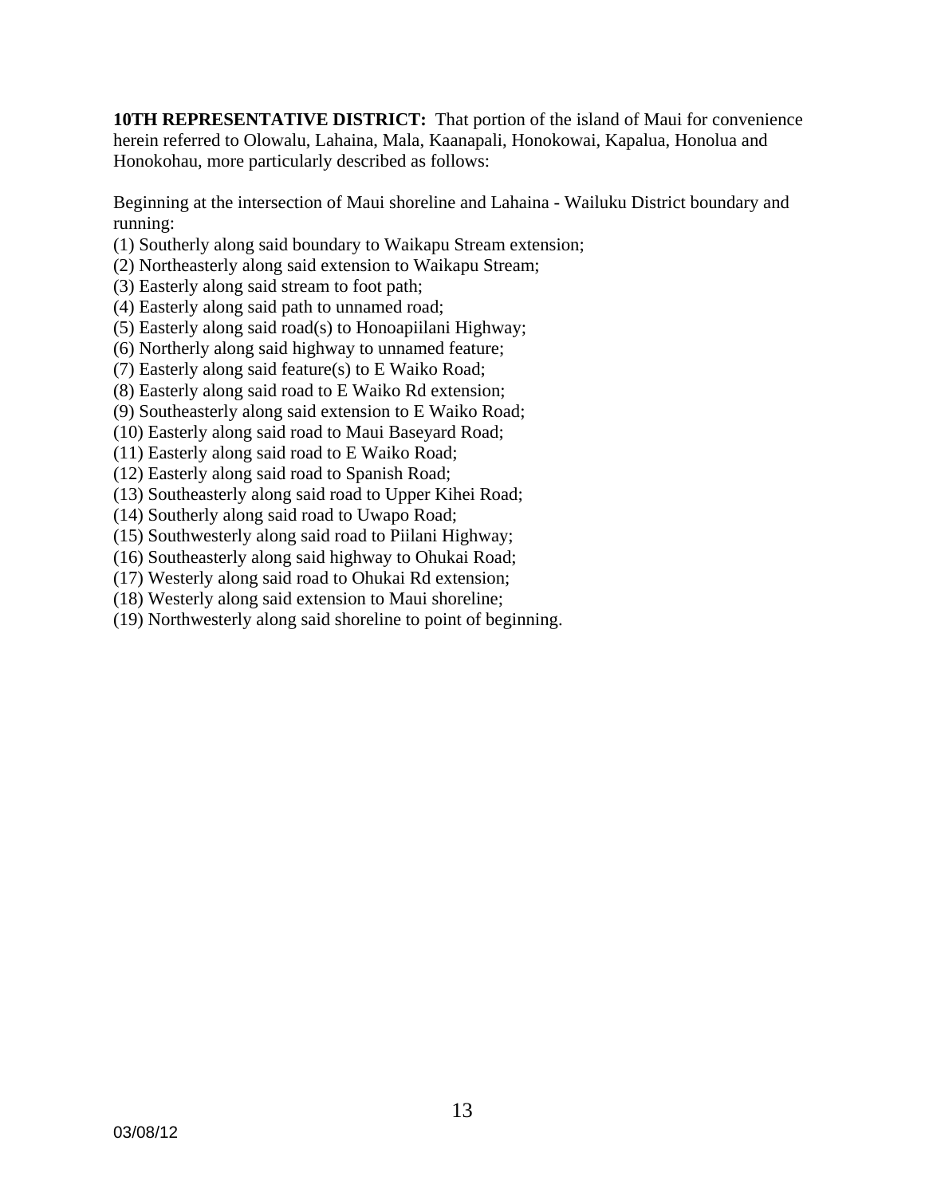**10TH REPRESENTATIVE DISTRICT:** That portion of the island of Maui for convenience herein referred to Olowalu, Lahaina, Mala, Kaanapali, Honokowai, Kapalua, Honolua and Honokohau, more particularly described as follows:

Beginning at the intersection of Maui shoreline and Lahaina - Wailuku District boundary and running:

(1) Southerly along said boundary to Waikapu Stream extension;
(2) Northeasterly along said extension to Waikapu Stream;
(3) Easterly along said stream to foot path;
(4) Easterly along said path to unnamed road;
(5) Easterly along said road(s) to Honoapiilani Highway;
(6) Northerly along said highway to unnamed feature;
(7) Easterly along said feature(s) to E Waiko Road;
(8) Easterly along said road to E Waiko Rd extension;
(9) Southeasterly along said extension to E Waiko Road;
(10) Easterly along said road to Maui Baseyard Road;
(11) Easterly along said road to E Waiko Road;
(12) Easterly along said road to Spanish Road;
(13) Southeasterly along said road to Upper Kihei Road;
(14) Southerly along said road to Uwapo Road;
(15) Southwesterly along said road to Piilani Highway;
(16) Southeasterly along said highway to Ohukai Road;
(17) Westerly along said road to Ohukai Rd extension;
(18) Westerly along said extension to Maui shoreline;
(19) Northwesterly along said shoreline to point of beginning.

03/08/12